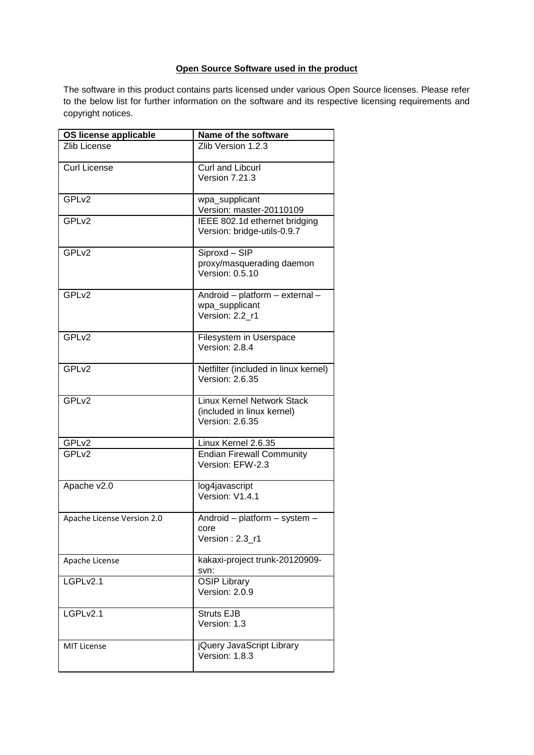**Open Source Software used in the product**

The software in this product contains parts licensed under various Open Source licenses. Please refer to the below list for further information on the software and its respective licensing requirements and copyright notices.

| OS license applicable | Name of the software |
|---|---|
| Zlib License | Zlib Version 1.2.3 |
| Curl License | Curl and Libcurl Version 7.21.3 |
| GPLv2 | wpa_supplicant Version: master-20110109 |
| GPLv2 | IEEE 802.1d ethernet bridging Version: bridge-utils-0.9.7 |
| GPLv2 | Siproxd – SIP proxy/masquerading daemon Version: 0.5.10 |
| GPLv2 | Android – platform – external – wpa_supplicant Version: 2.2_r1 |
| GPLv2 | Filesystem in Userspace Version: 2.8.4 |
| GPLv2 | Netfilter (included in linux kernel) Version: 2.6.35 |
| GPLv2 | Linux Kernel Network Stack (included in linux kernel) Version: 2.6.35 |
| GPLv2 | Linux Kernel 2.6.35 |
| GPLv2 | Endian Firewall Community Version: EFW-2.3 |
| Apache v2.0 | log4javascript Version: V1.4.1 |
| Apache License Version 2.0 | Android – platform – system – core Version : 2.3_r1 |
| Apache License | kakaxi-project trunk-20120909-svn: |
| LGPLv2.1 | OSIP Library Version: 2.0.9 |
| LGPLv2.1 | Struts EJB Version: 1.3 |
| MIT License | jQuery JavaScript Library Version: 1.8.3 |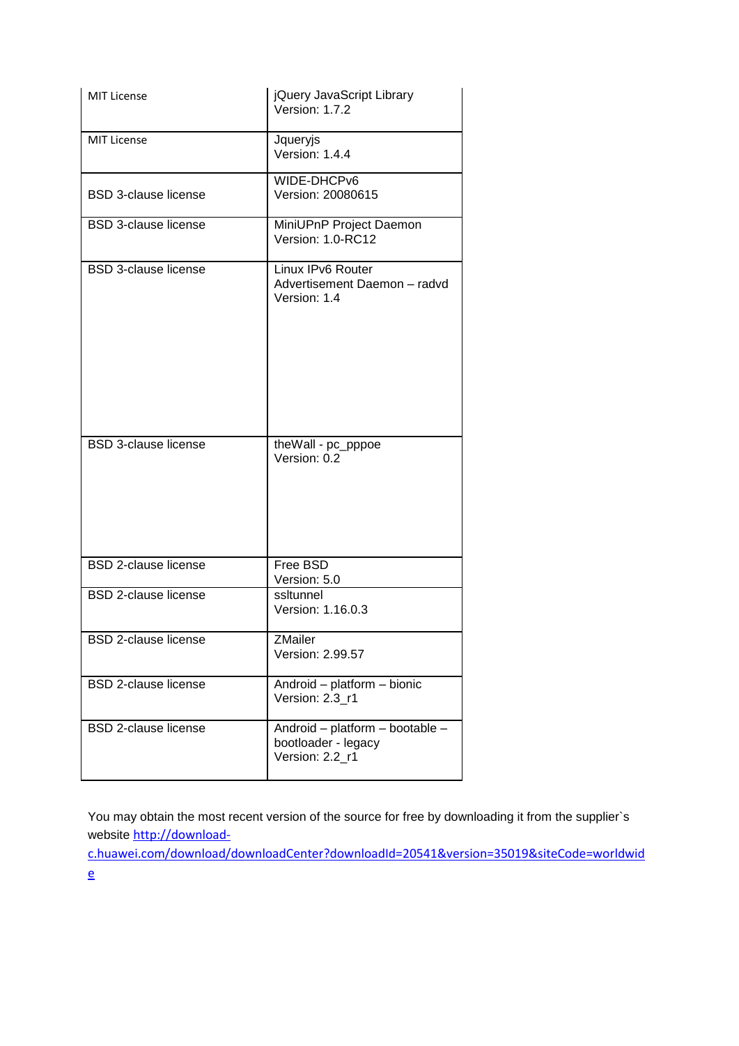| | |
|---|---|
| MIT License | jQuery JavaScript Library<br>Version: 1.7.2 |
| MIT License | Jqueryjs<br>Version: 1.4.4 |
| BSD 3-clause license | WIDE-DHCPv6<br>Version: 20080615 |
| BSD 3-clause license | MiniUPnP Project Daemon<br>Version: 1.0-RC12 |
| BSD 3-clause license | Linux IPv6 Router Advertisement Daemon – radvd<br>Version: 1.4 |
| BSD 3-clause license | theWall - pc_pppoe<br>Version: 0.2 |
| BSD 2-clause license | Free BSD<br>Version: 5.0 |
| BSD 2-clause license | ssltunnel<br>Version: 1.16.0.3 |
| BSD 2-clause license | ZMailer<br>Version: 2.99.57 |
| BSD 2-clause license | Android – platform – bionic<br>Version: 2.3_r1 |
| BSD 2-clause license | Android – platform – bootable – bootloader - legacy<br>Version: 2.2_r1 |

You may obtain the most recent version of the source for free by downloading it from the supplier`s website http://download-c.huawei.com/download/downloadCenter?downloadId=20541&version=35019&siteCode=worldwide